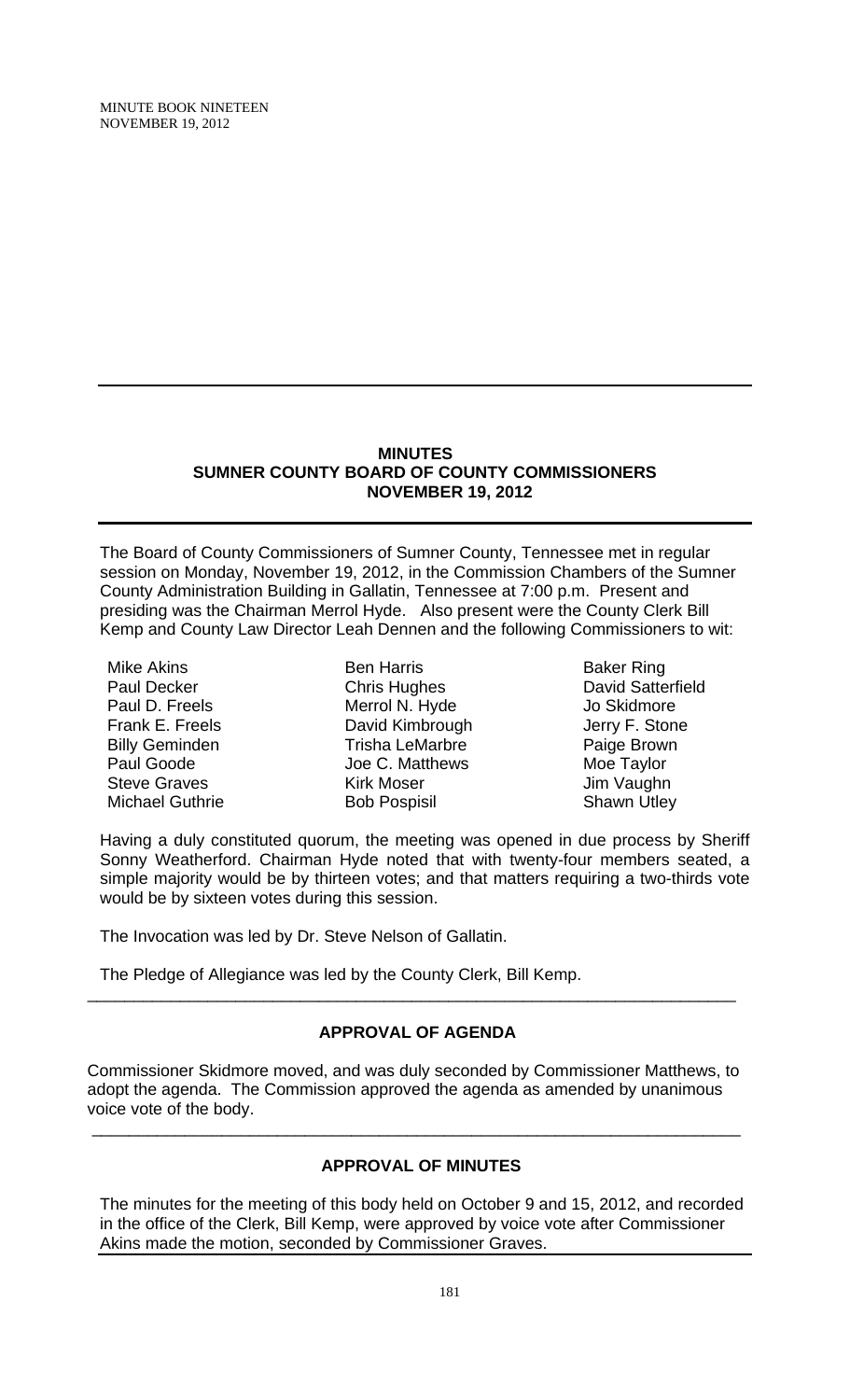# MINUTES
## SUMNER COUNTY BOARD OF COUNTY COMMISSIONERS
## NOVEMBER 19, 2012

The Board of County Commissioners of Sumner County, Tennessee met in regular session on Monday, November 19, 2012, in the Commission Chambers of the Sumner County Administration Building in Gallatin, Tennessee at 7:00 p.m. Present and presiding was the Chairman Merrol Hyde. Also present were the County Clerk Bill Kemp and County Law Director Leah Dennen and the following Commissioners to wit:

| | | |
|---|---|---|
| Mike Akins | Ben Harris | Baker Ring |
| Paul Decker | Chris Hughes | David Satterfield |
| Paul D. Freels | Merrol N. Hyde | Jo Skidmore |
| Frank E. Freels | David Kimbrough | Jerry F. Stone |
| Billy Geminden | Trisha LeMarbre | Paige Brown |
| Paul Goode | Joe C. Matthews | Moe Taylor |
| Steve Graves | Kirk Moser | Jim Vaughn |
| Michael Guthrie | Bob Pospisil | Shawn Utley |

Having a duly constituted quorum, the meeting was opened in due process by Sheriff Sonny Weatherford. Chairman Hyde noted that with twenty-four members seated, a simple majority would be by thirteen votes; and that matters requiring a two-thirds vote would be by sixteen votes during this session.

The Invocation was led by Dr. Steve Nelson of Gallatin.

The Pledge of Allegiance was led by the County Clerk, Bill Kemp.

---

## APPROVAL OF AGENDA

Commissioner Skidmore moved, and was duly seconded by Commissioner Matthews, to adopt the agenda. The Commission approved the agenda as amended by unanimous voice vote of the body.

---

## APPROVAL OF MINUTES

The minutes for the meeting of this body held on October 9 and 15, 2012, and recorded in the office of the Clerk, Bill Kemp, were approved by voice vote after Commissioner Akins made the motion, seconded by Commissioner Graves.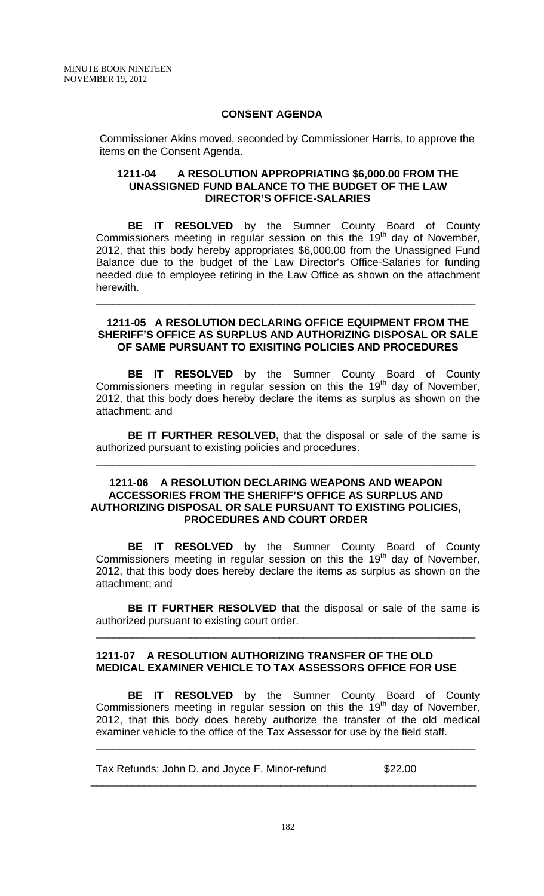## CONSENT AGENDA

Commissioner Akins moved, seconded by Commissioner Harris, to approve the items on the Consent Agenda.

### 1211-04 A RESOLUTION APPROPRIATING $6,000.00 FROM THE UNASSIGNED FUND BALANCE TO THE BUDGET OF THE LAW DIRECTOR'S OFFICE-SALARIES

**BE IT RESOLVED** by the Sumner County Board of County Commissioners meeting in regular session on this the 19th day of November, 2012, that this body hereby appropriates $6,000.00 from the Unassigned Fund Balance due to the budget of the Law Director's Office-Salaries for funding needed due to employee retiring in the Law Office as shown on the attachment herewith.

---

### 1211-05 A RESOLUTION DECLARING OFFICE EQUIPMENT FROM THE SHERIFF'S OFFICE AS SURPLUS AND AUTHORIZING DISPOSAL OR SALE OF SAME PURSUANT TO EXISITING POLICIES AND PROCEDURES

**BE IT RESOLVED** by the Sumner County Board of County Commissioners meeting in regular session on this the 19th day of November, 2012, that this body does hereby declare the items as surplus as shown on the attachment; and

**BE IT FURTHER RESOLVED,** that the disposal or sale of the same is authorized pursuant to existing policies and procedures.

---

### 1211-06 A RESOLUTION DECLARING WEAPONS AND WEAPON ACCESSORIES FROM THE SHERIFF'S OFFICE AS SURPLUS AND AUTHORIZING DISPOSAL OR SALE PURSUANT TO EXISTING POLICIES, PROCEDURES AND COURT ORDER

**BE IT RESOLVED** by the Sumner County Board of County Commissioners meeting in regular session on this the 19th day of November, 2012, that this body does hereby declare the items as surplus as shown on the attachment; and

**BE IT FURTHER RESOLVED** that the disposal or sale of the same is authorized pursuant to existing court order.

---

### 1211-07 A RESOLUTION AUTHORIZING TRANSFER OF THE OLD MEDICAL EXAMINER VEHICLE TO TAX ASSESSORS OFFICE FOR USE

**BE IT RESOLVED** by the Sumner County Board of County Commissioners meeting in regular session on this the 19th day of November, 2012, that this body does hereby authorize the transfer of the old medical examiner vehicle to the office of the Tax Assessor for use by the field staff.

---

Tax Refunds: John D. and Joyce F. Minor-refund $22.00

---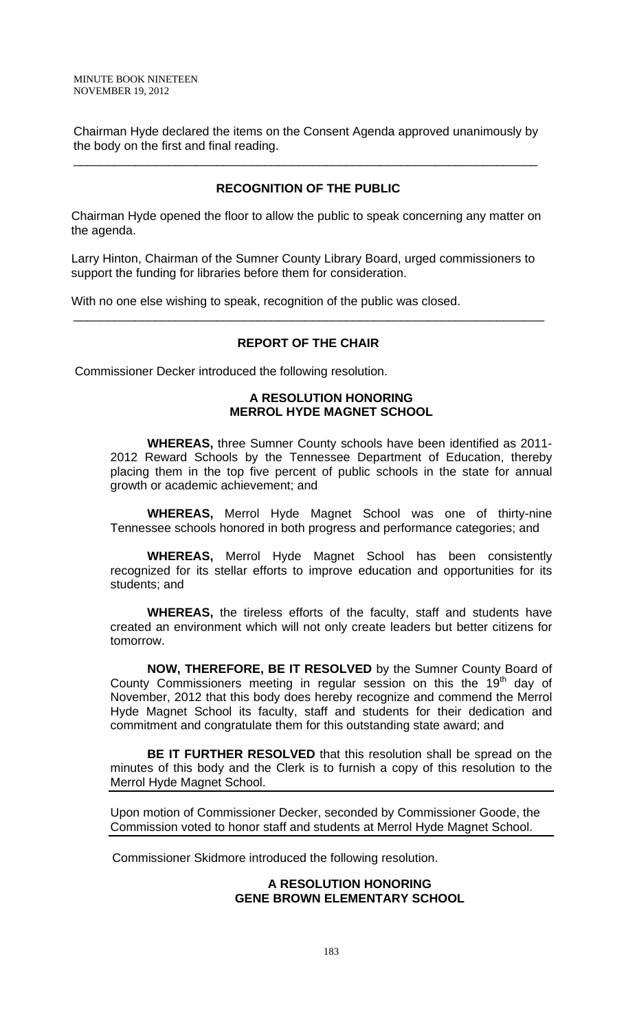Chairman Hyde declared the items on the Consent Agenda approved unanimously by the body on the first and final reading.

---

## RECOGNITION OF THE PUBLIC

Chairman Hyde opened the floor to allow the public to speak concerning any matter on the agenda.

Larry Hinton, Chairman of the Sumner County Library Board, urged commissioners to support the funding for libraries before them for consideration.

With no one else wishing to speak, recognition of the public was closed.

---

## REPORT OF THE CHAIR

Commissioner Decker introduced the following resolution.

### A RESOLUTION HONORING MERROL HYDE MAGNET SCHOOL

**WHEREAS,** three Sumner County schools have been identified as 2011-2012 Reward Schools by the Tennessee Department of Education, thereby placing them in the top five percent of public schools in the state for annual growth or academic achievement; and

**WHEREAS,** Merrol Hyde Magnet School was one of thirty-nine Tennessee schools honored in both progress and performance categories; and

**WHEREAS,** Merrol Hyde Magnet School has been consistently recognized for its stellar efforts to improve education and opportunities for its students; and

**WHEREAS,** the tireless efforts of the faculty, staff and students have created an environment which will not only create leaders but better citizens for tomorrow.

**NOW, THEREFORE, BE IT RESOLVED** by the Sumner County Board of County Commissioners meeting in regular session on this the 19th day of November, 2012 that this body does hereby recognize and commend the Merrol Hyde Magnet School its faculty, staff and students for their dedication and commitment and congratulate them for this outstanding state award; and

**BE IT FURTHER RESOLVED** that this resolution shall be spread on the minutes of this body and the Clerk is to furnish a copy of this resolution to the Merrol Hyde Magnet School.

---

Upon motion of Commissioner Decker, seconded by Commissioner Goode, the Commission voted to honor staff and students at Merrol Hyde Magnet School.

---

Commissioner Skidmore introduced the following resolution.

### A RESOLUTION HONORING GENE BROWN ELEMENTARY SCHOOL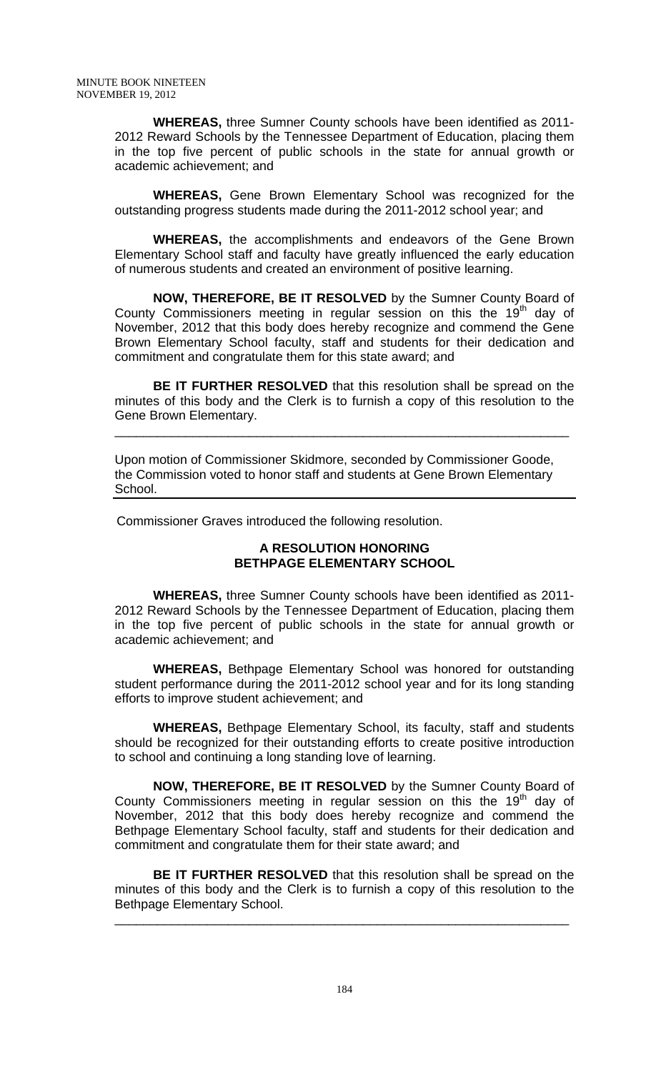**WHEREAS,** three Sumner County schools have been identified as 2011-2012 Reward Schools by the Tennessee Department of Education, placing them in the top five percent of public schools in the state for annual growth or academic achievement; and

**WHEREAS,** Gene Brown Elementary School was recognized for the outstanding progress students made during the 2011-2012 school year; and

**WHEREAS,** the accomplishments and endeavors of the Gene Brown Elementary School staff and faculty have greatly influenced the early education of numerous students and created an environment of positive learning.

**NOW, THEREFORE, BE IT RESOLVED** by the Sumner County Board of County Commissioners meeting in regular session on this the 19th day of November, 2012 that this body does hereby recognize and commend the Gene Brown Elementary School faculty, staff and students for their dedication and commitment and congratulate them for this state award; and

**BE IT FURTHER RESOLVED** that this resolution shall be spread on the minutes of this body and the Clerk is to furnish a copy of this resolution to the Gene Brown Elementary.

---

Upon motion of Commissioner Skidmore, seconded by Commissioner Goode, the Commission voted to honor staff and students at Gene Brown Elementary School.

---

Commissioner Graves introduced the following resolution.

**A RESOLUTION HONORING BETHPAGE ELEMENTARY SCHOOL**

**WHEREAS,** three Sumner County schools have been identified as 2011-2012 Reward Schools by the Tennessee Department of Education, placing them in the top five percent of public schools in the state for annual growth or academic achievement; and

**WHEREAS,** Bethpage Elementary School was honored for outstanding student performance during the 2011-2012 school year and for its long standing efforts to improve student achievement; and

**WHEREAS,** Bethpage Elementary School, its faculty, staff and students should be recognized for their outstanding efforts to create positive introduction to school and continuing a long standing love of learning.

**NOW, THEREFORE, BE IT RESOLVED** by the Sumner County Board of County Commissioners meeting in regular session on this the 19th day of November, 2012 that this body does hereby recognize and commend the Bethpage Elementary School faculty, staff and students for their dedication and commitment and congratulate them for their state award; and

**BE IT FURTHER RESOLVED** that this resolution shall be spread on the minutes of this body and the Clerk is to furnish a copy of this resolution to the Bethpage Elementary School.

---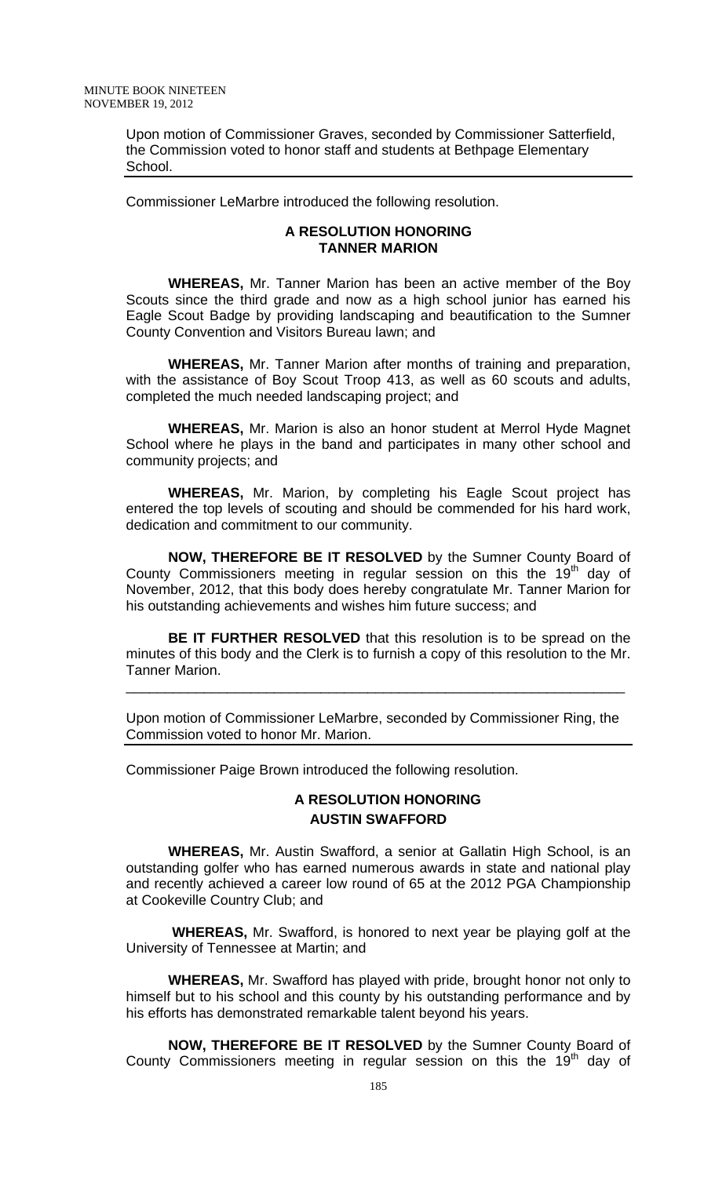Upon motion of Commissioner Graves, seconded by Commissioner Satterfield, the Commission voted to honor staff and students at Bethpage Elementary School.

---

Commissioner LeMarbre introduced the following resolution.

**A RESOLUTION HONORING TANNER MARION**

**WHEREAS,** Mr. Tanner Marion has been an active member of the Boy Scouts since the third grade and now as a high school junior has earned his Eagle Scout Badge by providing landscaping and beautification to the Sumner County Convention and Visitors Bureau lawn; and

**WHEREAS,** Mr. Tanner Marion after months of training and preparation, with the assistance of Boy Scout Troop 413, as well as 60 scouts and adults, completed the much needed landscaping project; and

**WHEREAS,** Mr. Marion is also an honor student at Merrol Hyde Magnet School where he plays in the band and participates in many other school and community projects; and

**WHEREAS,** Mr. Marion, by completing his Eagle Scout project has entered the top levels of scouting and should be commended for his hard work, dedication and commitment to our community.

**NOW, THEREFORE BE IT RESOLVED** by the Sumner County Board of County Commissioners meeting in regular session on this the 19th day of November, 2012, that this body does hereby congratulate Mr. Tanner Marion for his outstanding achievements and wishes him future success; and

**BE IT FURTHER RESOLVED** that this resolution is to be spread on the minutes of this body and the Clerk is to furnish a copy of this resolution to the Mr. Tanner Marion.

---

Upon motion of Commissioner LeMarbre, seconded by Commissioner Ring, the Commission voted to honor Mr. Marion.

---

Commissioner Paige Brown introduced the following resolution.

**A RESOLUTION HONORING AUSTIN SWAFFORD**

**WHEREAS,** Mr. Austin Swafford, a senior at Gallatin High School, is an outstanding golfer who has earned numerous awards in state and national play and recently achieved a career low round of 65 at the 2012 PGA Championship at Cookeville Country Club; and

**WHEREAS,** Mr. Swafford, is honored to next year be playing golf at the University of Tennessee at Martin; and

**WHEREAS,** Mr. Swafford has played with pride, brought honor not only to himself but to his school and this county by his outstanding performance and by his efforts has demonstrated remarkable talent beyond his years.

**NOW, THEREFORE BE IT RESOLVED** by the Sumner County Board of County Commissioners meeting in regular session on this the 19th day of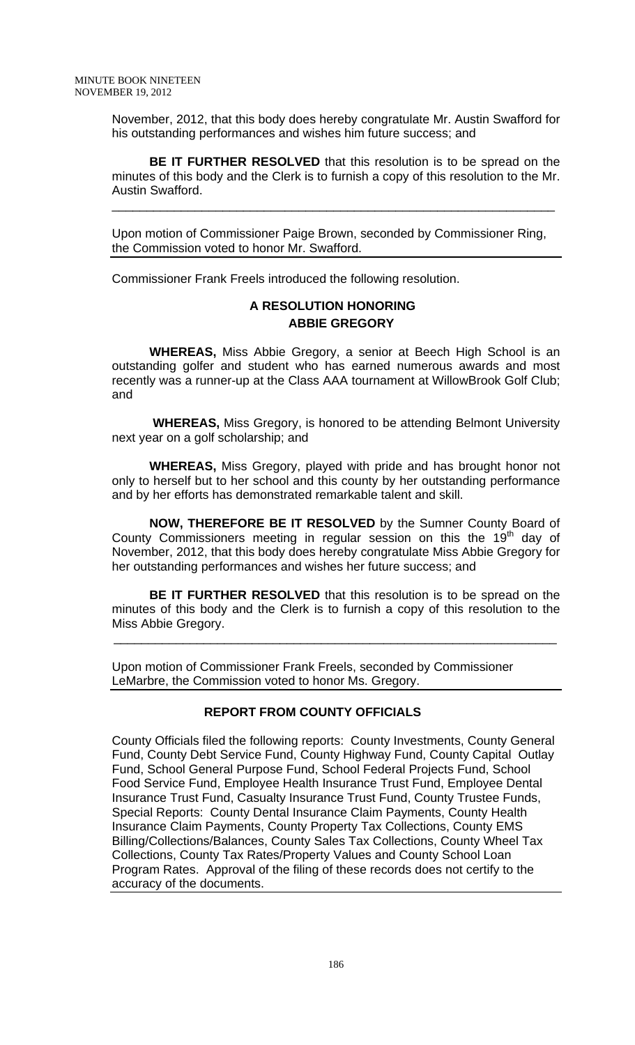November, 2012, that this body does hereby congratulate Mr. Austin Swafford for his outstanding performances and wishes him future success; and

**BE IT FURTHER RESOLVED** that this resolution is to be spread on the minutes of this body and the Clerk is to furnish a copy of this resolution to the Mr. Austin Swafford.

---

Upon motion of Commissioner Paige Brown, seconded by Commissioner Ring, the Commission voted to honor Mr. Swafford.

---

Commissioner Frank Freels introduced the following resolution.

**A RESOLUTION HONORING**
**ABBIE GREGORY**

**WHEREAS,** Miss Abbie Gregory, a senior at Beech High School is an outstanding golfer and student who has earned numerous awards and most recently was a runner-up at the Class AAA tournament at WillowBrook Golf Club; and

**WHEREAS,** Miss Gregory, is honored to be attending Belmont University next year on a golf scholarship; and

**WHEREAS,** Miss Gregory, played with pride and has brought honor not only to herself but to her school and this county by her outstanding performance and by her efforts has demonstrated remarkable talent and skill.

**NOW, THEREFORE BE IT RESOLVED** by the Sumner County Board of County Commissioners meeting in regular session on this the 19th day of November, 2012, that this body does hereby congratulate Miss Abbie Gregory for her outstanding performances and wishes her future success; and

**BE IT FURTHER RESOLVED** that this resolution is to be spread on the minutes of this body and the Clerk is to furnish a copy of this resolution to the Miss Abbie Gregory.

---

Upon motion of Commissioner Frank Freels, seconded by Commissioner LeMarbre, the Commission voted to honor Ms. Gregory.

---

**REPORT FROM COUNTY OFFICIALS**

County Officials filed the following reports: County Investments, County General Fund, County Debt Service Fund, County Highway Fund, County Capital Outlay Fund, School General Purpose Fund, School Federal Projects Fund, School Food Service Fund, Employee Health Insurance Trust Fund, Employee Dental Insurance Trust Fund, Casualty Insurance Trust Fund, County Trustee Funds, Special Reports: County Dental Insurance Claim Payments, County Health Insurance Claim Payments, County Property Tax Collections, County EMS Billing/Collections/Balances, County Sales Tax Collections, County Wheel Tax Collections, County Tax Rates/Property Values and County School Loan Program Rates. Approval of the filing of these records does not certify to the accuracy of the documents.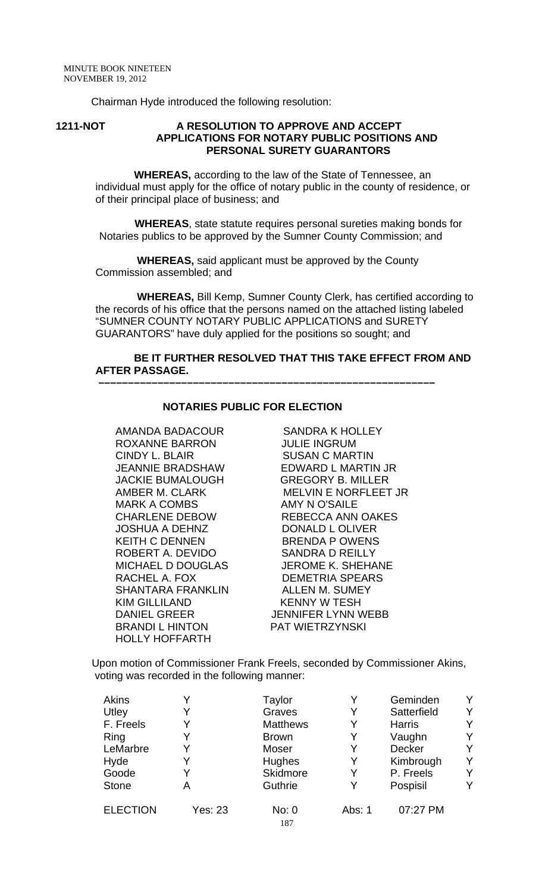MINUTE BOOK NINETEEN
NOVEMBER 19, 2012

Chairman Hyde introduced the following resolution:

**1211-NOT** **A RESOLUTION TO APPROVE AND ACCEPT APPLICATIONS FOR NOTARY PUBLIC POSITIONS AND PERSONAL SURETY GUARANTORS**

**WHEREAS,** according to the law of the State of Tennessee, an individual must apply for the office of notary public in the county of residence, or of their principal place of business; and

**WHEREAS**, state statute requires personal sureties making bonds for Notaries publics to be approved by the Sumner County Commission; and

**WHEREAS,** said applicant must be approved by the County Commission assembled; and

**WHEREAS,** Bill Kemp, Sumner County Clerk, has certified according to the records of his office that the persons named on the attached listing labeled "SUMNER COUNTY NOTARY PUBLIC APPLICATIONS and SURETY GUARANTORS" have duly applied for the positions so sought; and

**BE IT FURTHER RESOLVED THAT THIS TAKE EFFECT FROM AND AFTER PASSAGE.**

---

**NOTARIES PUBLIC FOR ELECTION**

| | |
|---|---|
| AMANDA BADACOUR | SANDRA K HOLLEY |
| ROXANNE BARRON | JULIE INGRUM |
| CINDY L. BLAIR | SUSAN C MARTIN |
| JEANNIE BRADSHAW | EDWARD L MARTIN JR |
| JACKIE BUMALOUGH | GREGORY B. MILLER |
| AMBER M. CLARK | MELVIN E NORFLEET JR |
| MARK A COMBS | AMY N O'SAILE |
| CHARLENE DEBOW | REBECCA ANN OAKES |
| JOSHUA A DEHNZ | DONALD L OLIVER |
| KEITH C DENNEN | BRENDA P OWENS |
| ROBERT A. DEVIDO | SANDRA D REILLY |
| MICHAEL D DOUGLAS | JEROME K. SHEHANE |
| RACHEL A. FOX | DEMETRIA SPEARS |
| SHANTARA FRANKLIN | ALLEN M. SUMEY |
| KIM GILLILAND | KENNY W TESH |
| DANIEL GREER | JENNIFER LYNN WEBB |
| BRANDI L HINTON | PAT WIETRZYNSKI |
| HOLLY HOFFARTH | |

Upon motion of Commissioner Frank Freels, seconded by Commissioner Akins, voting was recorded in the following manner:

| | | | | | |
|---|---|---|---|---|---|
| Akins | Y | Taylor | Y | Geminden | Y |
| Utley | Y | Graves | Y | Satterfield | Y |
| F. Freels | Y | Matthews | Y | Harris | Y |
| Ring | Y | Brown | Y | Vaughn | Y |
| LeMarbre | Y | Moser | Y | Decker | Y |
| Hyde | Y | Hughes | Y | Kimbrough | Y |
| Goode | Y | Skidmore | Y | P. Freels | Y |
| Stone | A | Guthrie | Y | Pospisil | Y |

ELECTION Yes: 23 No: 0 Abs: 1 07:27 PM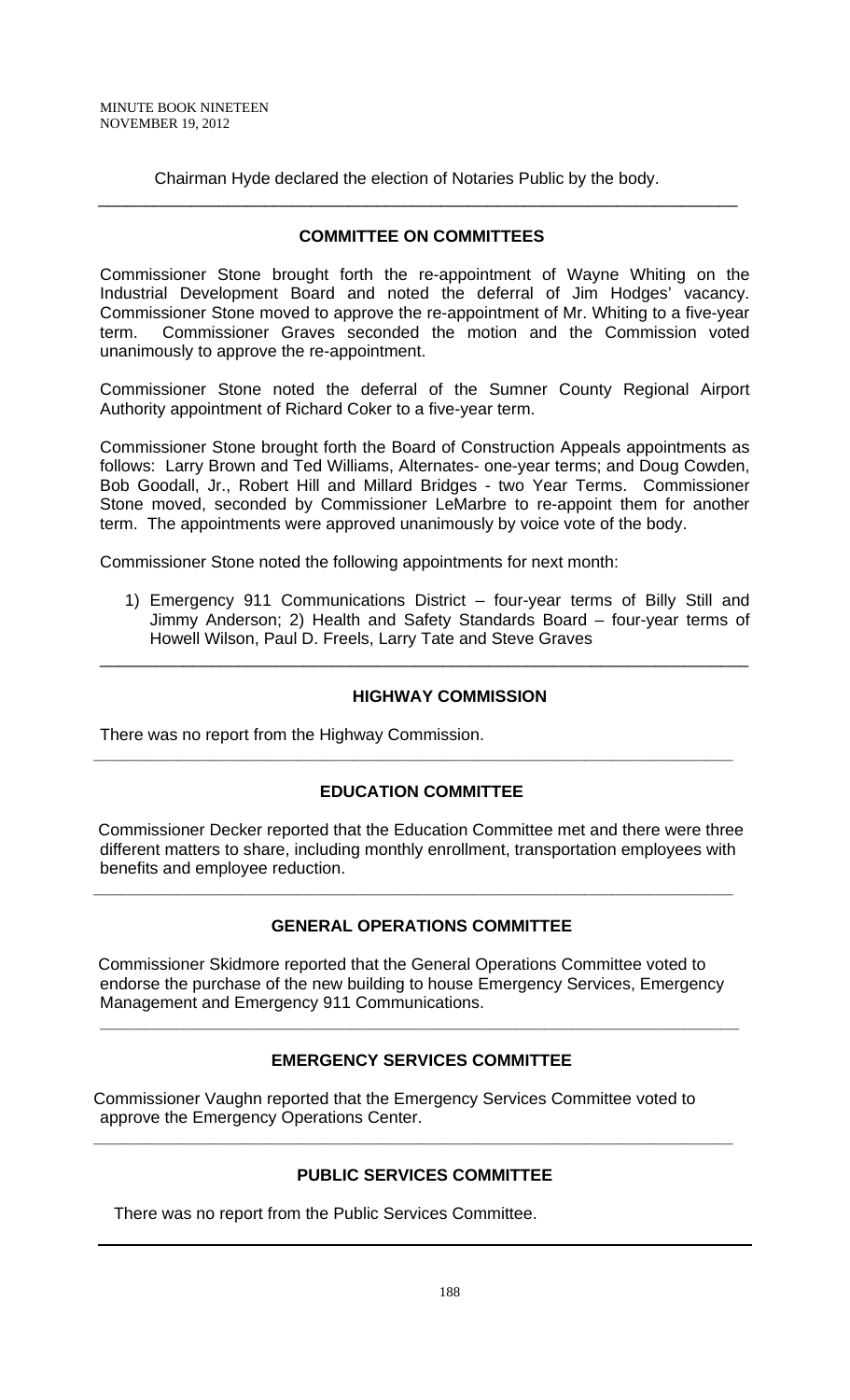Chairman Hyde declared the election of Notaries Public by the body.

---

## COMMITTEE ON COMMITTEES

Commissioner Stone brought forth the re-appointment of Wayne Whiting on the Industrial Development Board and noted the deferral of Jim Hodges' vacancy. Commissioner Stone moved to approve the re-appointment of Mr. Whiting to a five-year term. Commissioner Graves seconded the motion and the Commission voted unanimously to approve the re-appointment.

Commissioner Stone noted the deferral of the Sumner County Regional Airport Authority appointment of Richard Coker to a five-year term.

Commissioner Stone brought forth the Board of Construction Appeals appointments as follows: Larry Brown and Ted Williams, Alternates- one-year terms; and Doug Cowden, Bob Goodall, Jr., Robert Hill and Millard Bridges - two Year Terms. Commissioner Stone moved, seconded by Commissioner LeMarbre to re-appoint them for another term. The appointments were approved unanimously by voice vote of the body.

Commissioner Stone noted the following appointments for next month:

1) Emergency 911 Communications District – four-year terms of Billy Still and Jimmy Anderson; 2) Health and Safety Standards Board – four-year terms of Howell Wilson, Paul D. Freels, Larry Tate and Steve Graves

---

## HIGHWAY COMMISSION

There was no report from the Highway Commission.

---

## EDUCATION COMMITTEE

Commissioner Decker reported that the Education Committee met and there were three different matters to share, including monthly enrollment, transportation employees with benefits and employee reduction.

---

## GENERAL OPERATIONS COMMITTEE

Commissioner Skidmore reported that the General Operations Committee voted to endorse the purchase of the new building to house Emergency Services, Emergency Management and Emergency 911 Communications.

---

## EMERGENCY SERVICES COMMITTEE

Commissioner Vaughn reported that the Emergency Services Committee voted to approve the Emergency Operations Center.

---

## PUBLIC SERVICES COMMITTEE

There was no report from the Public Services Committee.

---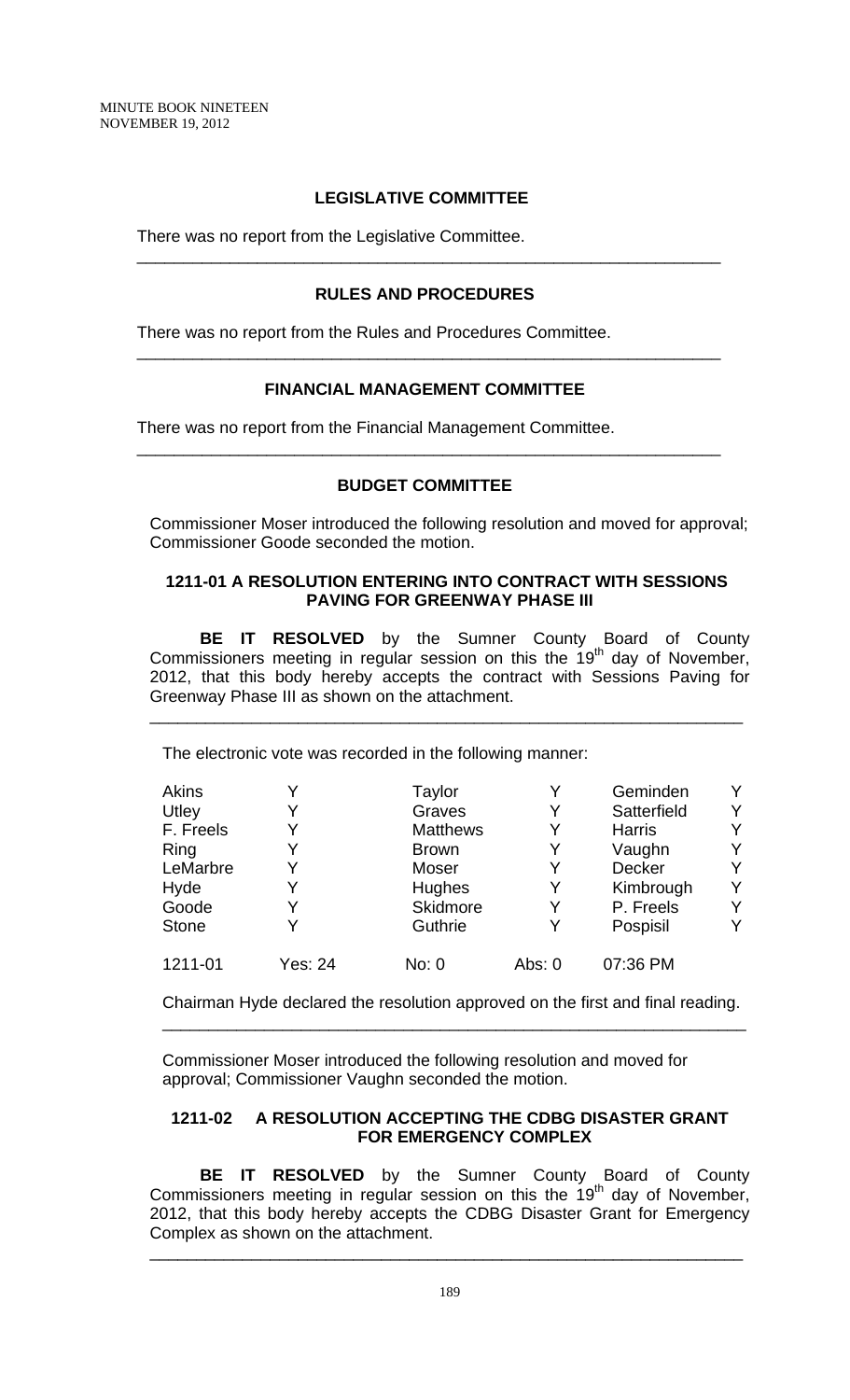## LEGISLATIVE COMMITTEE

There was no report from the Legislative Committee.

---

## RULES AND PROCEDURES

There was no report from the Rules and Procedures Committee.

---

## FINANCIAL MANAGEMENT COMMITTEE

There was no report from the Financial Management Committee.

---

## BUDGET COMMITTEE

Commissioner Moser introduced the following resolution and moved for approval; Commissioner Goode seconded the motion.

### 1211-01 A RESOLUTION ENTERING INTO CONTRACT WITH SESSIONS PAVING FOR GREENWAY PHASE III

**BE IT RESOLVED** by the Sumner County Board of County Commissioners meeting in regular session on this the 19th day of November, 2012, that this body hereby accepts the contract with Sessions Paving for Greenway Phase III as shown on the attachment.

---

The electronic vote was recorded in the following manner:

| | | | | | |
|---|---|---|---|---|---|
| Akins | Y | Taylor | Y | Geminden | Y |
| Utley | Y | Graves | Y | Satterfield | Y |
| F. Freels | Y | Matthews | Y | Harris | Y |
| Ring | Y | Brown | Y | Vaughn | Y |
| LeMarbre | Y | Moser | Y | Decker | Y |
| Hyde | Y | Hughes | Y | Kimbrough | Y |
| Goode | Y | Skidmore | Y | P. Freels | Y |
| Stone | Y | Guthrie | Y | Pospisil | Y |
| 1211-01 | Yes: 24 | No: 0 | Abs: 0 | 07:36 PM | |

Chairman Hyde declared the resolution approved on the first and final reading.

---

Commissioner Moser introduced the following resolution and moved for approval; Commissioner Vaughn seconded the motion.

### 1211-02 A RESOLUTION ACCEPTING THE CDBG DISASTER GRANT FOR EMERGENCY COMPLEX

**BE IT RESOLVED** by the Sumner County Board of County Commissioners meeting in regular session on this the 19th day of November, 2012, that this body hereby accepts the CDBG Disaster Grant for Emergency Complex as shown on the attachment.

---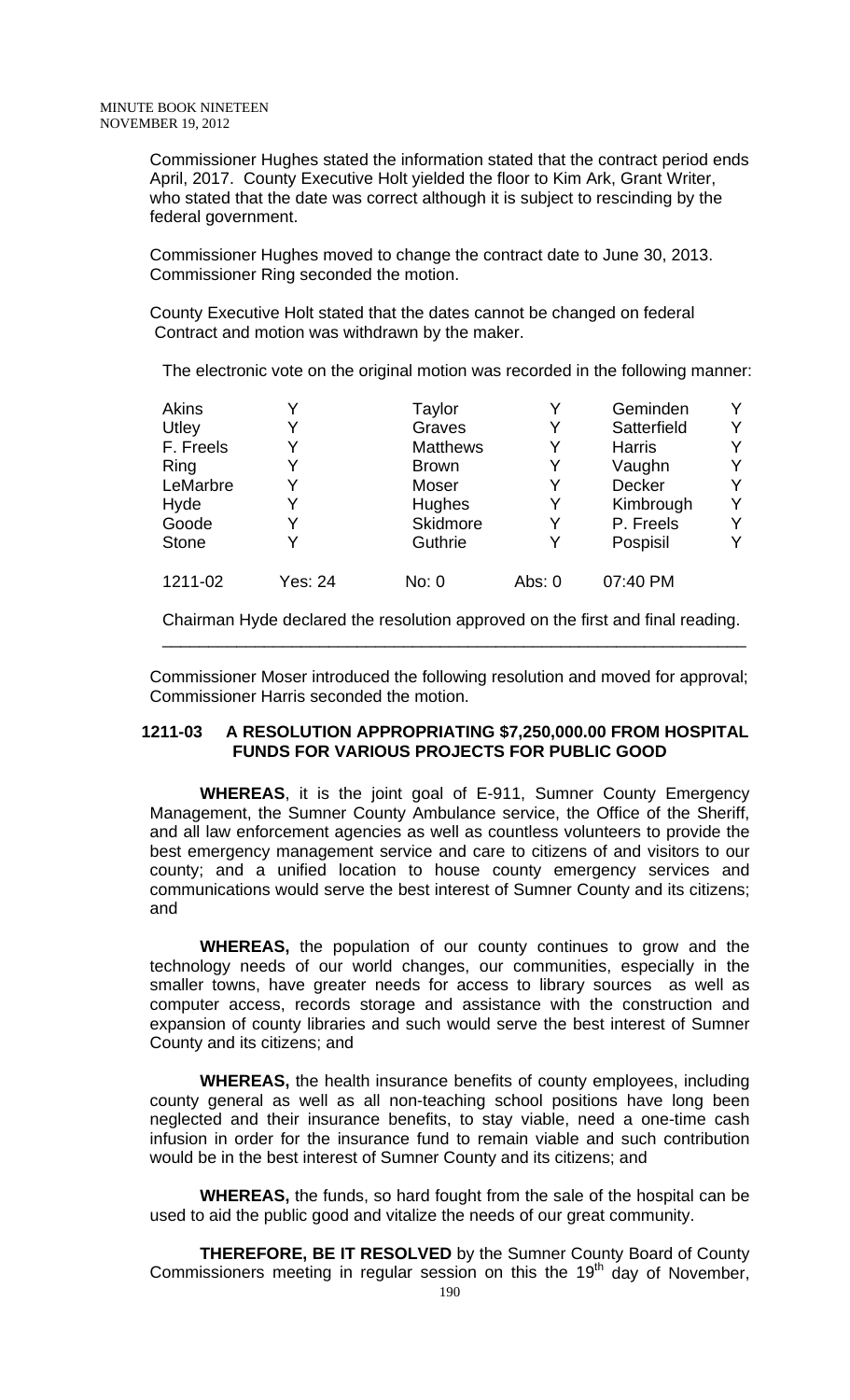Commissioner Hughes stated the information stated that the contract period ends April, 2017. County Executive Holt yielded the floor to Kim Ark, Grant Writer, who stated that the date was correct although it is subject to rescinding by the federal government.

Commissioner Hughes moved to change the contract date to June 30, 2013. Commissioner Ring seconded the motion.

County Executive Holt stated that the dates cannot be changed on federal Contract and motion was withdrawn by the maker.

The electronic vote on the original motion was recorded in the following manner:

| | | | | | |
|---|---|---|---|---|---|
| Akins | Y | Taylor | Y | Geminden | Y |
| Utley | Y | Graves | Y | Satterfield | Y |
| F. Freels | Y | Matthews | Y | Harris | Y |
| Ring | Y | Brown | Y | Vaughn | Y |
| LeMarbre | Y | Moser | Y | Decker | Y |
| Hyde | Y | Hughes | Y | Kimbrough | Y |
| Goode | Y | Skidmore | Y | P. Freels | Y |
| Stone | Y | Guthrie | Y | Pospisil | Y |
| 1211-02 | Yes: 24 | No: 0 | Abs: 0 | 07:40 PM | |

Chairman Hyde declared the resolution approved on the first and final reading.

---

Commissioner Moser introduced the following resolution and moved for approval; Commissioner Harris seconded the motion.

**1211-03 A RESOLUTION APPROPRIATING $7,250,000.00 FROM HOSPITAL FUNDS FOR VARIOUS PROJECTS FOR PUBLIC GOOD**

**WHEREAS**, it is the joint goal of E-911, Sumner County Emergency Management, the Sumner County Ambulance service, the Office of the Sheriff, and all law enforcement agencies as well as countless volunteers to provide the best emergency management service and care to citizens of and visitors to our county; and a unified location to house county emergency services and communications would serve the best interest of Sumner County and its citizens; and

**WHEREAS,** the population of our county continues to grow and the technology needs of our world changes, our communities, especially in the smaller towns, have greater needs for access to library sources as well as computer access, records storage and assistance with the construction and expansion of county libraries and such would serve the best interest of Sumner County and its citizens; and

**WHEREAS,** the health insurance benefits of county employees, including county general as well as all non-teaching school positions have long been neglected and their insurance benefits, to stay viable, need a one-time cash infusion in order for the insurance fund to remain viable and such contribution would be in the best interest of Sumner County and its citizens; and

**WHEREAS,** the funds, so hard fought from the sale of the hospital can be used to aid the public good and vitalize the needs of our great community.

**THEREFORE, BE IT RESOLVED** by the Sumner County Board of County Commissioners meeting in regular session on this the 19th day of November,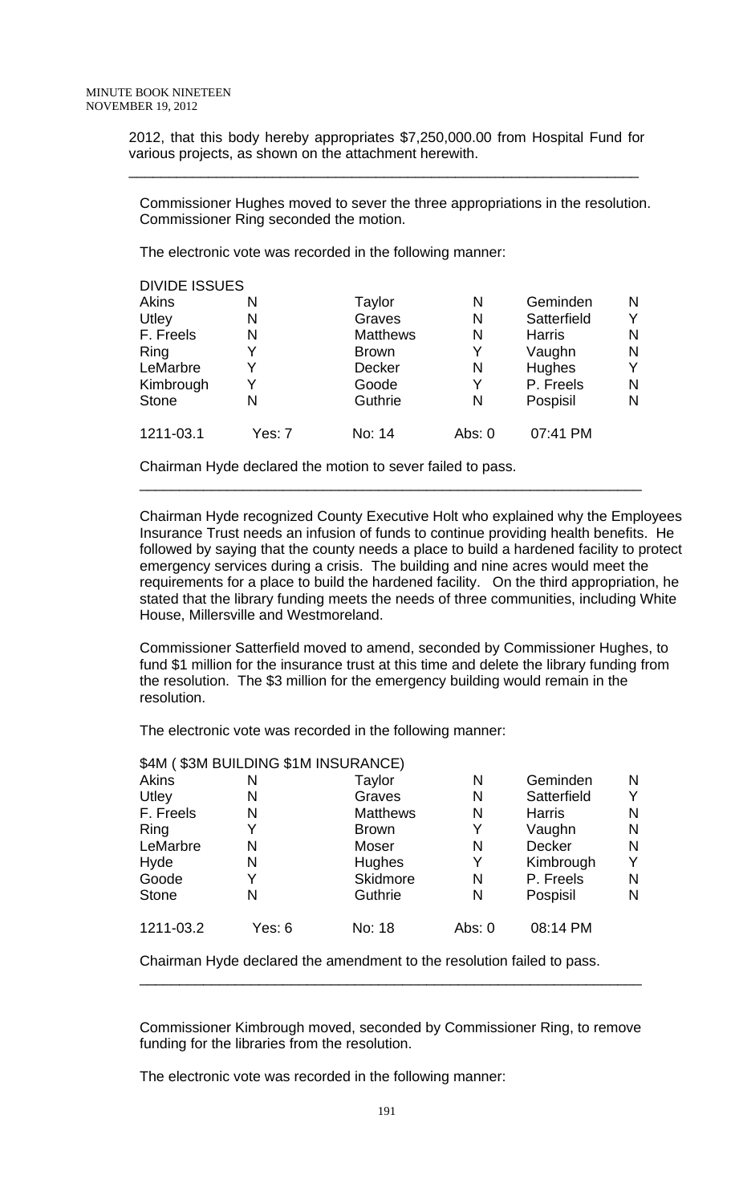2012, that this body hereby appropriates $7,250,000.00 from Hospital Fund for various projects, as shown on the attachment herewith.

---

Commissioner Hughes moved to sever the three appropriations in the resolution. Commissioner Ring seconded the motion.

The electronic vote was recorded in the following manner:

DIVIDE ISSUES

| | | | | | |
|---|---|---|---|---|---|
| Akins | N | Taylor | N | Geminden | N |
| Utley | N | Graves | N | Satterfield | Y |
| F. Freels | N | Matthews | N | Harris | N |
| Ring | Y | Brown | Y | Vaughn | N |
| LeMarbre | Y | Decker | N | Hughes | Y |
| Kimbrough | Y | Goode | Y | P. Freels | N |
| Stone | N | Guthrie | N | Pospisil | N |
| 1211-03.1 | Yes: 7 | No: 14 | Abs: 0 | 07:41 PM | |

Chairman Hyde declared the motion to sever failed to pass.

---

Chairman Hyde recognized County Executive Holt who explained why the Employees Insurance Trust needs an infusion of funds to continue providing health benefits. He followed by saying that the county needs a place to build a hardened facility to protect emergency services during a crisis. The building and nine acres would meet the requirements for a place to build the hardened facility. On the third appropriation, he stated that the library funding meets the needs of three communities, including White House, Millersville and Westmoreland.

Commissioner Satterfield moved to amend, seconded by Commissioner Hughes, to fund $1 million for the insurance trust at this time and delete the library funding from the resolution. The $3 million for the emergency building would remain in the resolution.

The electronic vote was recorded in the following manner:

$4M ( $3M BUILDING $1M INSURANCE)

| | | | | | |
|---|---|---|---|---|---|
| Akins | N | Taylor | N | Geminden | N |
| Utley | N | Graves | N | Satterfield | Y |
| F. Freels | N | Matthews | N | Harris | N |
| Ring | Y | Brown | Y | Vaughn | N |
| LeMarbre | N | Moser | N | Decker | N |
| Hyde | N | Hughes | Y | Kimbrough | Y |
| Goode | Y | Skidmore | N | P. Freels | N |
| Stone | N | Guthrie | N | Pospisil | N |
| 1211-03.2 | Yes: 6 | No: 18 | Abs: 0 | 08:14 PM | |

Chairman Hyde declared the amendment to the resolution failed to pass.

---

Commissioner Kimbrough moved, seconded by Commissioner Ring, to remove funding for the libraries from the resolution.

The electronic vote was recorded in the following manner: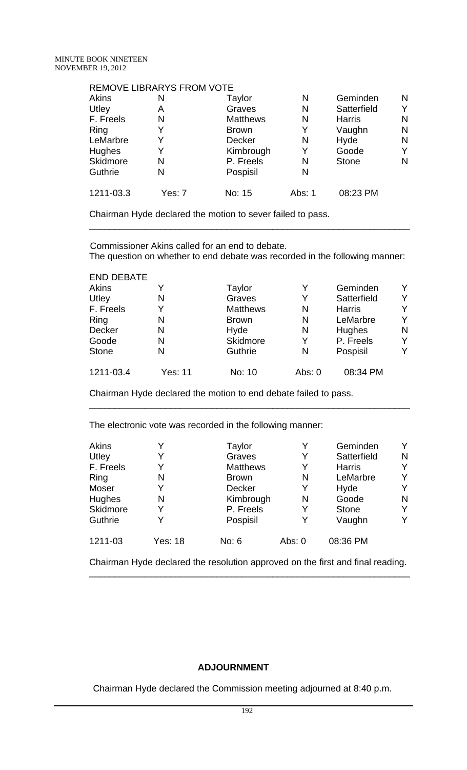REMOVE LIBRARYS FROM VOTE

| | | | | | |
|---|---|---|---|---|---|
| Akins | N | Taylor | N | Geminden | N |
| Utley | A | Graves | N | Satterfield | Y |
| F. Freels | N | Matthews | N | Harris | N |
| Ring | Y | Brown | Y | Vaughn | N |
| LeMarbre | Y | Decker | N | Hyde | N |
| Hughes | Y | Kimbrough | Y | Goode | Y |
| Skidmore | N | P. Freels | N | Stone | N |
| Guthrie | N | Pospisil | N | | |
| 1211-03.3 | Yes: 7 | No: 15 | Abs: 1 | 08:23 PM | |

Chairman Hyde declared the motion to sever failed to pass.

---

Commissioner Akins called for an end to debate.
The question on whether to end debate was recorded in the following manner:

END DEBATE

| | | | | | |
|---|---|---|---|---|---|
| Akins | Y | Taylor | Y | Geminden | Y |
| Utley | N | Graves | Y | Satterfield | Y |
| F. Freels | Y | Matthews | N | Harris | Y |
| Ring | N | Brown | N | LeMarbre | Y |
| Decker | N | Hyde | N | Hughes | N |
| Goode | N | Skidmore | Y | P. Freels | Y |
| Stone | N | Guthrie | N | Pospisil | Y |
| 1211-03.4 | Yes: 11 | No: 10 | Abs: 0 | 08:34 PM | |

Chairman Hyde declared the motion to end debate failed to pass.

---

The electronic vote was recorded in the following manner:

| | | | | | |
|---|---|---|---|---|---|
| Akins | Y | Taylor | Y | Geminden | Y |
| Utley | Y | Graves | Y | Satterfield | N |
| F. Freels | Y | Matthews | Y | Harris | Y |
| Ring | N | Brown | N | LeMarbre | Y |
| Moser | Y | Decker | Y | Hyde | Y |
| Hughes | N | Kimbrough | N | Goode | N |
| Skidmore | Y | P. Freels | Y | Stone | Y |
| Guthrie | Y | Pospisil | Y | Vaughn | Y |
| 1211-03 | Yes: 18 | No: 6 | Abs: 0 | 08:36 PM | |

Chairman Hyde declared the resolution approved on the first and final reading.

---

**ADJOURNMENT**

Chairman Hyde declared the Commission meeting adjourned at 8:40 p.m.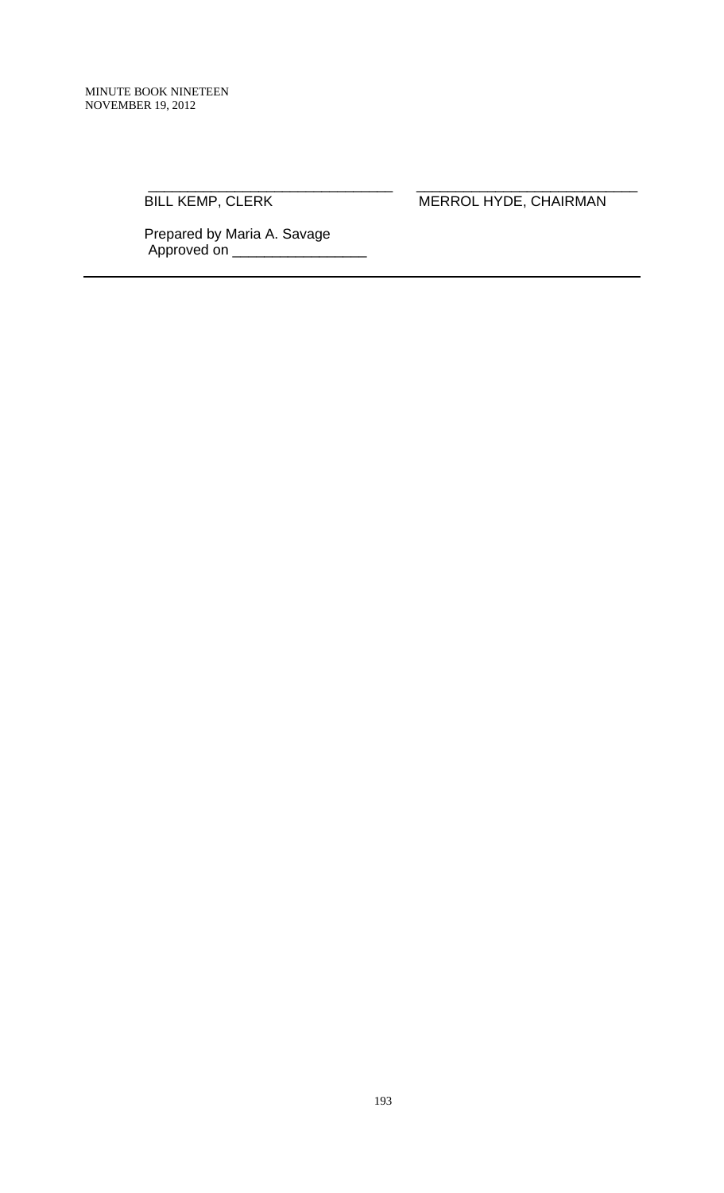_______________________________ _____________________________

BILL KEMP, CLERK MERROL HYDE, CHAIRMAN

Prepared by Maria A. Savage
Approved on ________________

---